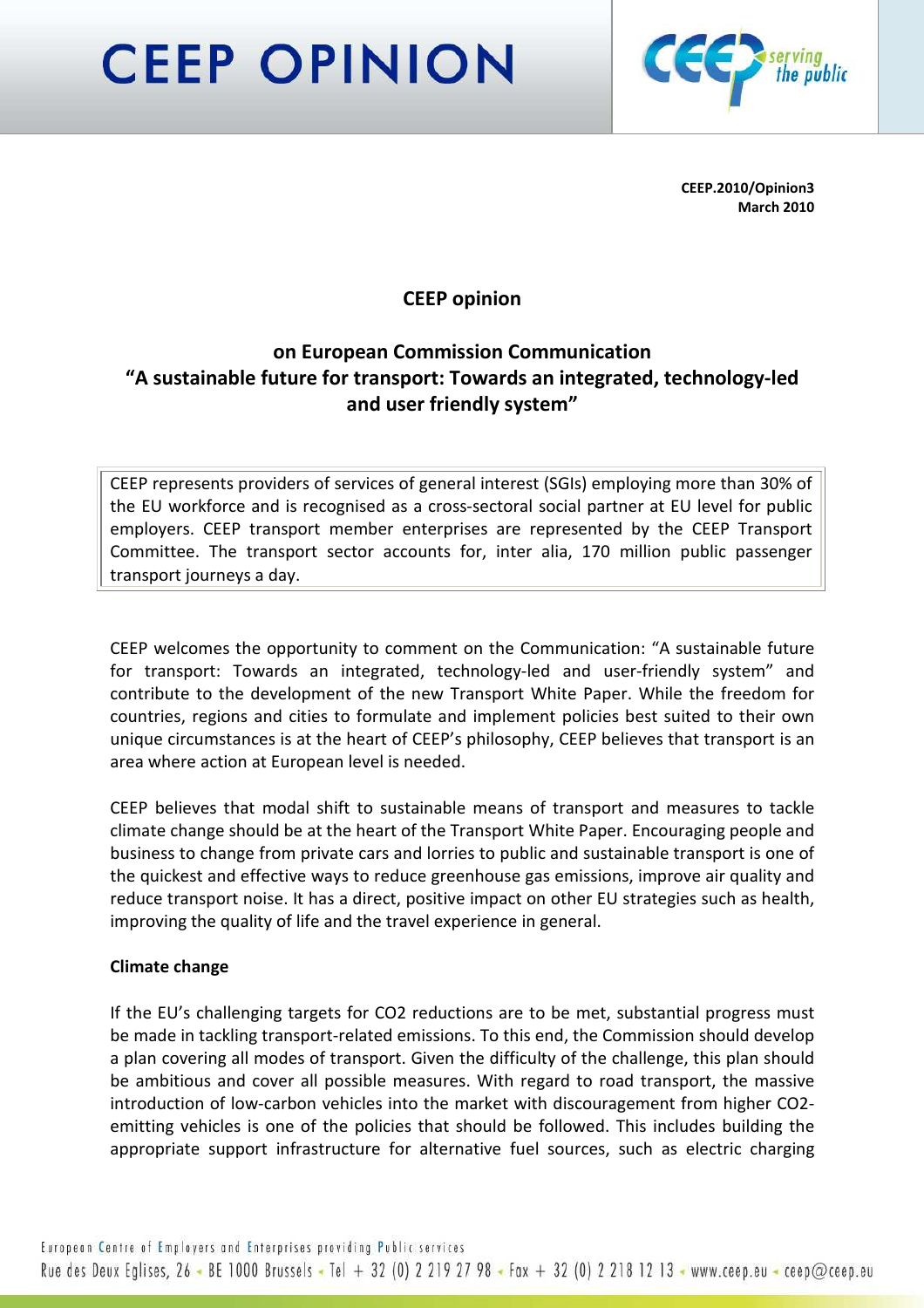# CEEP OPINION

**CEEP.2010/Opinion3**
**March 2010**

## CEEP opinion

## on European Commission Communication "A sustainable future for transport: Towards an integrated, technology-led and user friendly system"

CEEP represents providers of services of general interest (SGIs) employing more than 30% of the EU workforce and is recognised as a cross-sectoral social partner at EU level for public employers. CEEP transport member enterprises are represented by the CEEP Transport Committee. The transport sector accounts for, inter alia, 170 million public passenger transport journeys a day.

CEEP welcomes the opportunity to comment on the Communication: "A sustainable future for transport: Towards an integrated, technology-led and user-friendly system" and contribute to the development of the new Transport White Paper. While the freedom for countries, regions and cities to formulate and implement policies best suited to their own unique circumstances is at the heart of CEEP's philosophy, CEEP believes that transport is an area where action at European level is needed.

CEEP believes that modal shift to sustainable means of transport and measures to tackle climate change should be at the heart of the Transport White Paper. Encouraging people and business to change from private cars and lorries to public and sustainable transport is one of the quickest and effective ways to reduce greenhouse gas emissions, improve air quality and reduce transport noise. It has a direct, positive impact on other EU strategies such as health, improving the quality of life and the travel experience in general.

**Climate change**

If the EU's challenging targets for $CO_2$ reductions are to be met, substantial progress must be made in tackling transport-related emissions. To this end, the Commission should develop a plan covering all modes of transport. Given the difficulty of the challenge, this plan should be ambitious and cover all possible measures. With regard to road transport, the massive introduction of low-carbon vehicles into the market with discouragement from higher $CO_2$-emitting vehicles is one of the policies that should be followed. This includes building the appropriate support infrastructure for alternative fuel sources, such as electric charging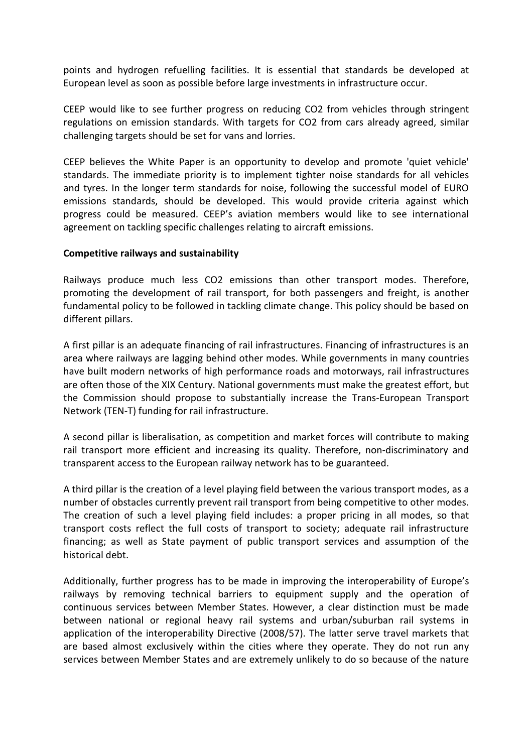points and hydrogen refuelling facilities. It is essential that standards be developed at European level as soon as possible before large investments in infrastructure occur.

CEEP would like to see further progress on reducing $CO_2$ from vehicles through stringent regulations on emission standards. With targets for $CO_2$ from cars already agreed, similar challenging targets should be set for vans and lorries.

CEEP believes the White Paper is an opportunity to develop and promote 'quiet vehicle' standards. The immediate priority is to implement tighter noise standards for all vehicles and tyres. In the longer term standards for noise, following the successful model of EURO emissions standards, should be developed. This would provide criteria against which progress could be measured. CEEP's aviation members would like to see international agreement on tackling specific challenges relating to aircraft emissions.

**Competitive railways and sustainability**

Railways produce much less $CO_2$ emissions than other transport modes. Therefore, promoting the development of rail transport, for both passengers and freight, is another fundamental policy to be followed in tackling climate change. This policy should be based on different pillars.

A first pillar is an adequate financing of rail infrastructures. Financing of infrastructures is an area where railways are lagging behind other modes. While governments in many countries have built modern networks of high performance roads and motorways, rail infrastructures are often those of the XIX Century. National governments must make the greatest effort, but the Commission should propose to substantially increase the Trans-European Transport Network (TEN-T) funding for rail infrastructure.

A second pillar is liberalisation, as competition and market forces will contribute to making rail transport more efficient and increasing its quality. Therefore, non-discriminatory and transparent access to the European railway network has to be guaranteed.

A third pillar is the creation of a level playing field between the various transport modes, as a number of obstacles currently prevent rail transport from being competitive to other modes. The creation of such a level playing field includes: a proper pricing in all modes, so that transport costs reflect the full costs of transport to society; adequate rail infrastructure financing; as well as State payment of public transport services and assumption of the historical debt.

Additionally, further progress has to be made in improving the interoperability of Europe's railways by removing technical barriers to equipment supply and the operation of continuous services between Member States. However, a clear distinction must be made between national or regional heavy rail systems and urban/suburban rail systems in application of the interoperability Directive (2008/57). The latter serve travel markets that are based almost exclusively within the cities where they operate. They do not run any services between Member States and are extremely unlikely to do so because of the nature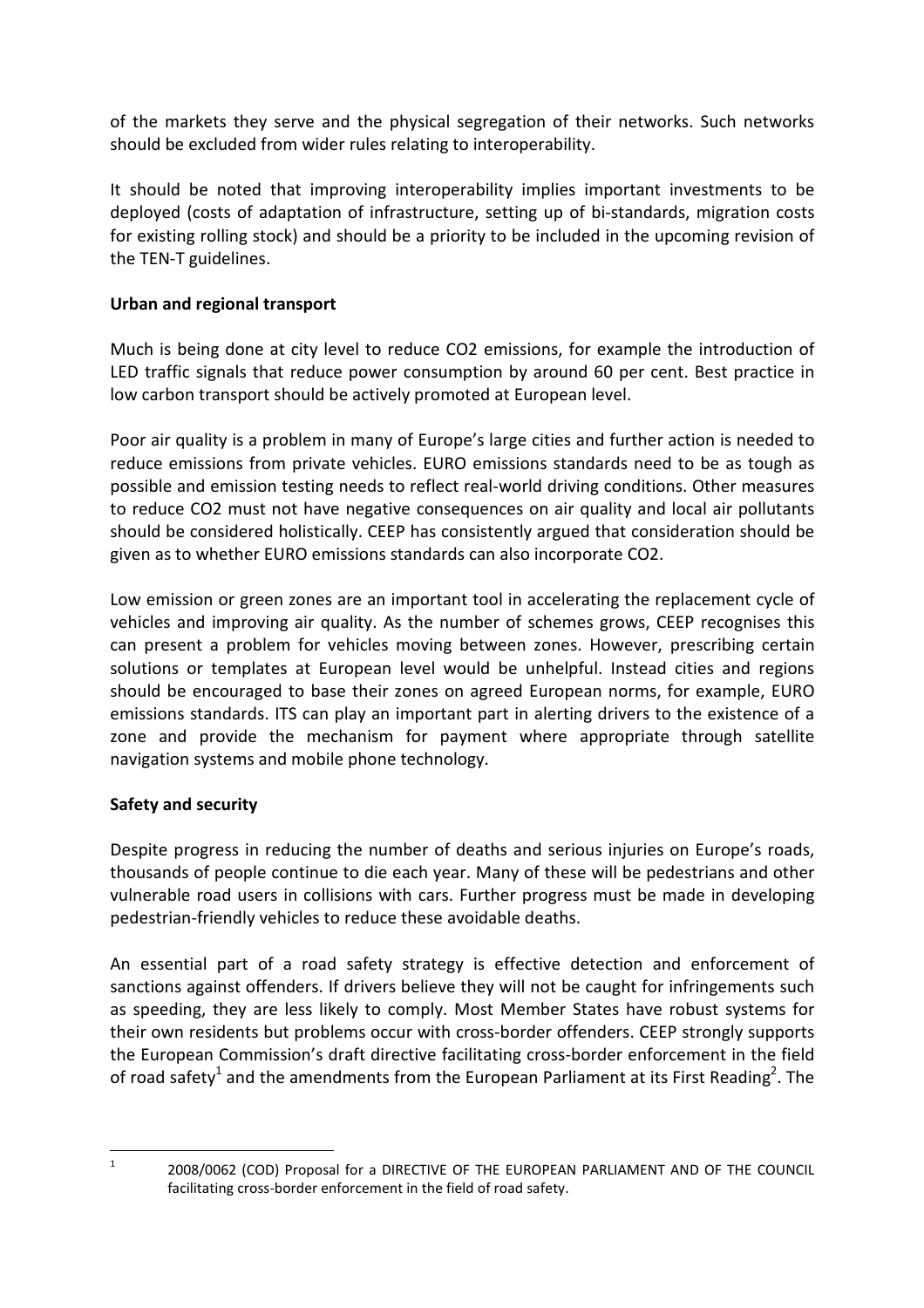of the markets they serve and the physical segregation of their networks. Such networks should be excluded from wider rules relating to interoperability.

It should be noted that improving interoperability implies important investments to be deployed (costs of adaptation of infrastructure, setting up of bi-standards, migration costs for existing rolling stock) and should be a priority to be included in the upcoming revision of the TEN-T guidelines.

**Urban and regional transport**

Much is being done at city level to reduce $CO_2$ emissions, for example the introduction of LED traffic signals that reduce power consumption by around 60 per cent. Best practice in low carbon transport should be actively promoted at European level.

Poor air quality is a problem in many of Europe's large cities and further action is needed to reduce emissions from private vehicles. EURO emissions standards need to be as tough as possible and emission testing needs to reflect real-world driving conditions. Other measures to reduce $CO_2$ must not have negative consequences on air quality and local air pollutants should be considered holistically. CEEP has consistently argued that consideration should be given as to whether EURO emissions standards can also incorporate $CO_2$.

Low emission or green zones are an important tool in accelerating the replacement cycle of vehicles and improving air quality. As the number of schemes grows, CEEP recognises this can present a problem for vehicles moving between zones. However, prescribing certain solutions or templates at European level would be unhelpful. Instead cities and regions should be encouraged to base their zones on agreed European norms, for example, EURO emissions standards. ITS can play an important part in alerting drivers to the existence of a zone and provide the mechanism for payment where appropriate through satellite navigation systems and mobile phone technology.

**Safety and security**

Despite progress in reducing the number of deaths and serious injuries on Europe's roads, thousands of people continue to die each year. Many of these will be pedestrians and other vulnerable road users in collisions with cars. Further progress must be made in developing pedestrian-friendly vehicles to reduce these avoidable deaths.

An essential part of a road safety strategy is effective detection and enforcement of sanctions against offenders. If drivers believe they will not be caught for infringements such as speeding, they are less likely to comply. Most Member States have robust systems for their own residents but problems occur with cross-border offenders. CEEP strongly supports the European Commission's draft directive facilitating cross-border enforcement in the field of road safety[1] and the amendments from the European Parliament at its First Reading[2]. The

---

[1] 2008/0062 (COD) Proposal for a DIRECTIVE OF THE EUROPEAN PARLIAMENT AND OF THE COUNCIL facilitating cross-border enforcement in the field of road safety.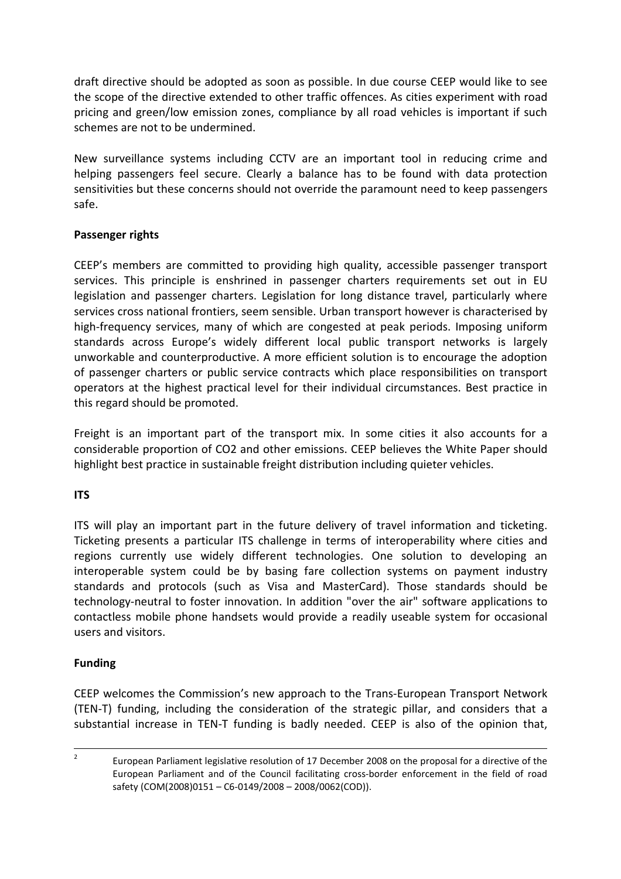draft directive should be adopted as soon as possible. In due course CEEP would like to see the scope of the directive extended to other traffic offences. As cities experiment with road pricing and green/low emission zones, compliance by all road vehicles is important if such schemes are not to be undermined.

New surveillance systems including CCTV are an important tool in reducing crime and helping passengers feel secure. Clearly a balance has to be found with data protection sensitivities but these concerns should not override the paramount need to keep passengers safe.

**Passenger rights**

CEEP's members are committed to providing high quality, accessible passenger transport services. This principle is enshrined in passenger charters requirements set out in EU legislation and passenger charters. Legislation for long distance travel, particularly where services cross national frontiers, seem sensible. Urban transport however is characterised by high-frequency services, many of which are congested at peak periods. Imposing uniform standards across Europe's widely different local public transport networks is largely unworkable and counterproductive. A more efficient solution is to encourage the adoption of passenger charters or public service contracts which place responsibilities on transport operators at the highest practical level for their individual circumstances. Best practice in this regard should be promoted.

Freight is an important part of the transport mix. In some cities it also accounts for a considerable proportion of $CO_2$ and other emissions. CEEP believes the White Paper should highlight best practice in sustainable freight distribution including quieter vehicles.

**ITS**

ITS will play an important part in the future delivery of travel information and ticketing. Ticketing presents a particular ITS challenge in terms of interoperability where cities and regions currently use widely different technologies. One solution to developing an interoperable system could be by basing fare collection systems on payment industry standards and protocols (such as Visa and MasterCard). Those standards should be technology-neutral to foster innovation. In addition "over the air" software applications to contactless mobile phone handsets would provide a readily useable system for occasional users and visitors.

**Funding**

CEEP welcomes the Commission's new approach to the Trans-European Transport Network (TEN-T) funding, including the consideration of the strategic pillar, and considers that a substantial increase in TEN-T funding is badly needed. CEEP is also of the opinion that,

---

[2] European Parliament legislative resolution of 17 December 2008 on the proposal for a directive of the European Parliament and of the Council facilitating cross-border enforcement in the field of road safety (COM(2008)0151 – C6-0149/2008 – 2008/0062(COD)).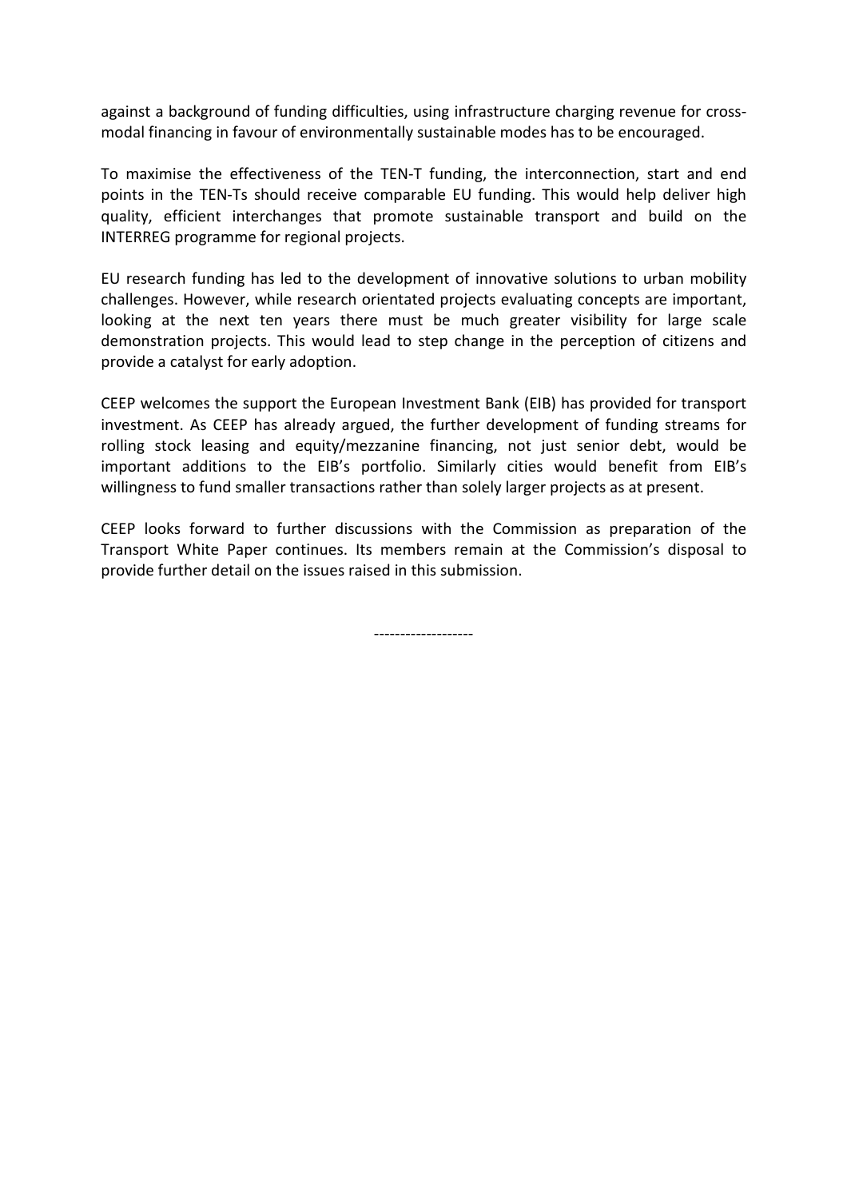against a background of funding difficulties, using infrastructure charging revenue for cross-modal financing in favour of environmentally sustainable modes has to be encouraged.

To maximise the effectiveness of the TEN-T funding, the interconnection, start and end points in the TEN-Ts should receive comparable EU funding. This would help deliver high quality, efficient interchanges that promote sustainable transport and build on the INTERREG programme for regional projects.

EU research funding has led to the development of innovative solutions to urban mobility challenges. However, while research orientated projects evaluating concepts are important, looking at the next ten years there must be much greater visibility for large scale demonstration projects. This would lead to step change in the perception of citizens and provide a catalyst for early adoption.

CEEP welcomes the support the European Investment Bank (EIB) has provided for transport investment. As CEEP has already argued, the further development of funding streams for rolling stock leasing and equity/mezzanine financing, not just senior debt, would be important additions to the EIB's portfolio. Similarly cities would benefit from EIB's willingness to fund smaller transactions rather than solely larger projects as at present.

CEEP looks forward to further discussions with the Commission as preparation of the Transport White Paper continues. Its members remain at the Commission's disposal to provide further detail on the issues raised in this submission.

-------------------